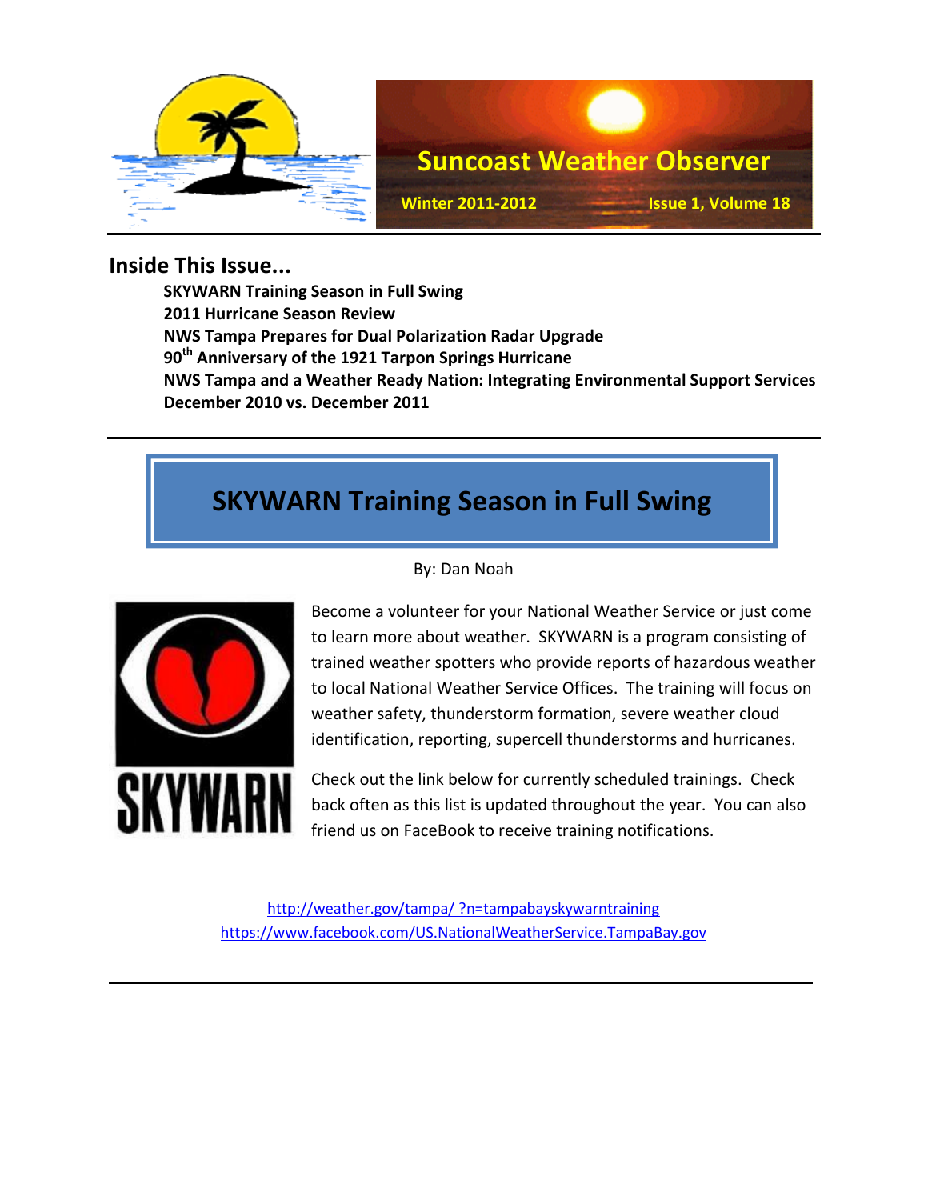# Suncoast Weather Observer

**Winter 2011-2012** **Issue 1, Volume 18**

## Inside This Issue...

**SKYWARN Training Season in Full Swing**
**2011 Hurricane Season Review**
**NWS Tampa Prepares for Dual Polarization Radar Upgrade**
**90th Anniversary of the 1921 Tarpon Springs Hurricane**
**NWS Tampa and a Weather Ready Nation: Integrating Environmental Support Services**
**December 2010 vs. December 2011**

## SKYWARN Training Season in Full Swing

By: Dan Noah

Become a volunteer for your National Weather Service or just come to learn more about weather. SKYWARN is a program consisting of trained weather spotters who provide reports of hazardous weather to local National Weather Service Offices. The training will focus on weather safety, thunderstorm formation, severe weather cloud identification, reporting, supercell thunderstorms and hurricanes.

Check out the link below for currently scheduled trainings. Check back often as this list is updated throughout the year. You can also friend us on FaceBook to receive training notifications.

http://weather.gov/tampa/ ?n=tampabayskywarntraining
https://www.facebook.com/US.NationalWeatherService.TampaBay.gov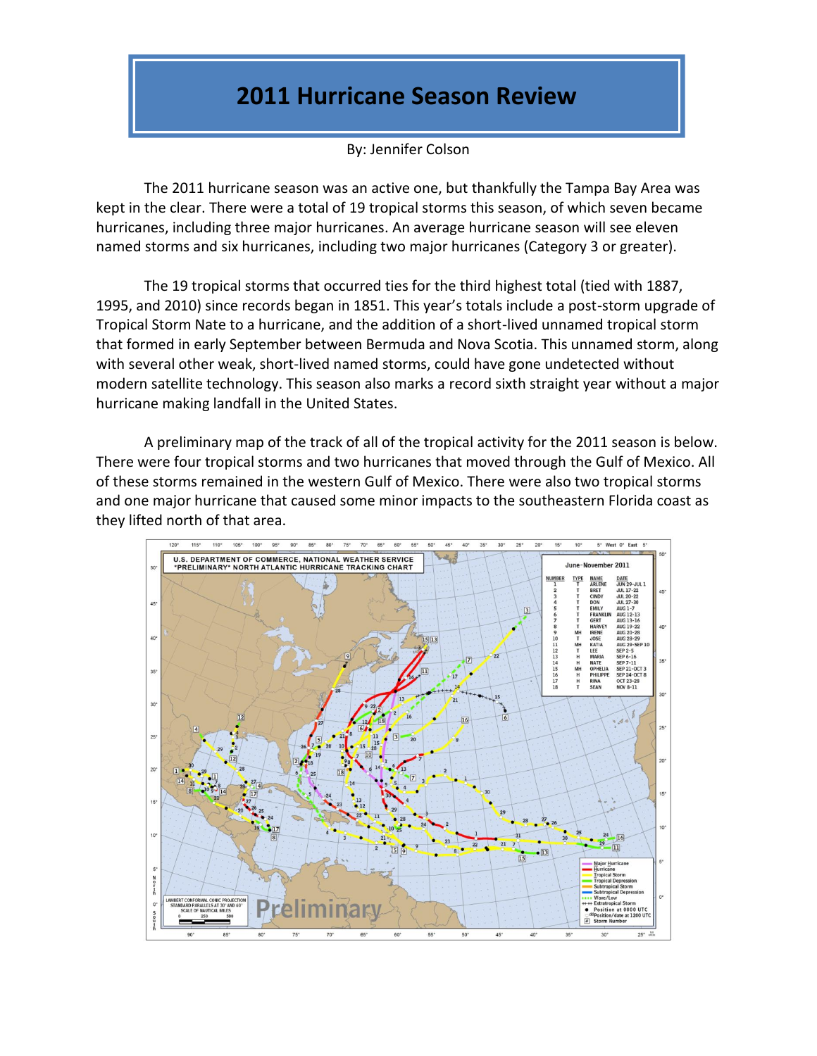# 2011 Hurricane Season Review

By: Jennifer Colson

The 2011 hurricane season was an active one, but thankfully the Tampa Bay Area was kept in the clear. There were a total of 19 tropical storms this season, of which seven became hurricanes, including three major hurricanes. An average hurricane season will see eleven named storms and six hurricanes, including two major hurricanes (Category 3 or greater).

The 19 tropical storms that occurred ties for the third highest total (tied with 1887, 1995, and 2010) since records began in 1851. This year's totals include a post-storm upgrade of Tropical Storm Nate to a hurricane, and the addition of a short-lived unnamed tropical storm that formed in early September between Bermuda and Nova Scotia. This unnamed storm, along with several other weak, short-lived named storms, could have gone undetected without modern satellite technology. This season also marks a record sixth straight year without a major hurricane making landfall in the United States.

A preliminary map of the track of all of the tropical activity for the 2011 season is below. There were four tropical storms and two hurricanes that moved through the Gulf of Mexico. All of these storms remained in the western Gulf of Mexico. There were also two tropical storms and one major hurricane that caused some minor impacts to the southeastern Florida coast as they lifted north of that area.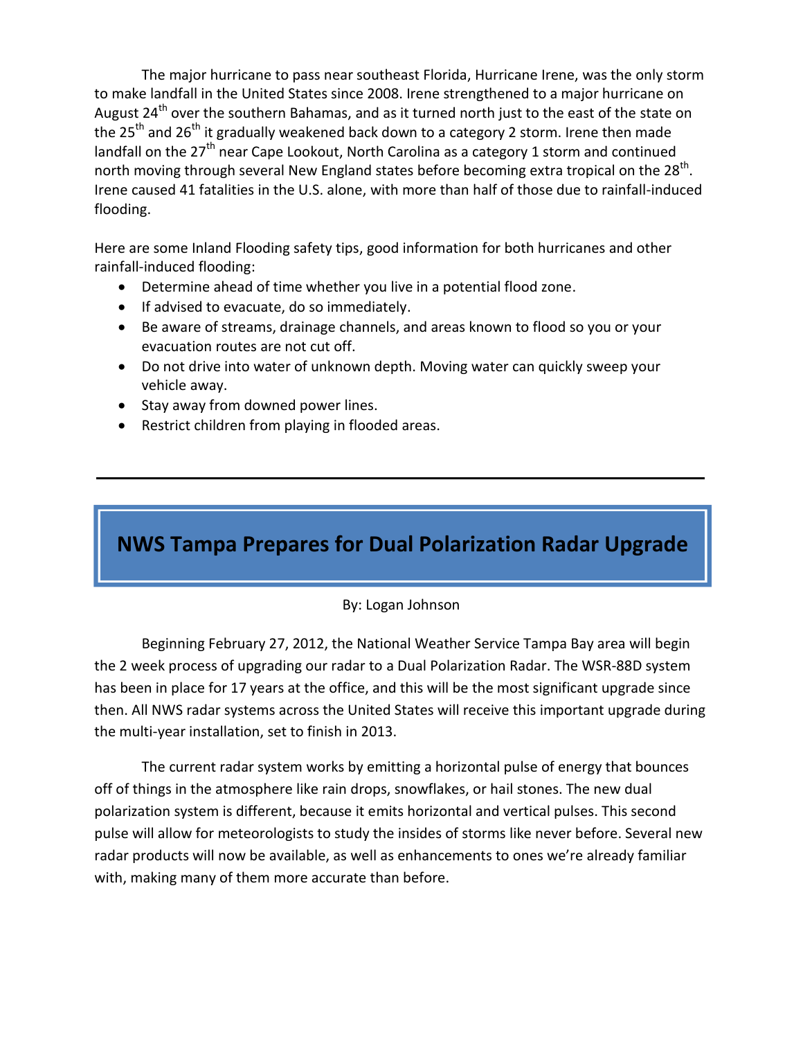The major hurricane to pass near southeast Florida, Hurricane Irene, was the only storm to make landfall in the United States since 2008. Irene strengthened to a major hurricane on August 24th over the southern Bahamas, and as it turned north just to the east of the state on the 25th and 26th it gradually weakened back down to a category 2 storm. Irene then made landfall on the 27th near Cape Lookout, North Carolina as a category 1 storm and continued north moving through several New England states before becoming extra tropical on the 28th. Irene caused 41 fatalities in the U.S. alone, with more than half of those due to rainfall-induced flooding.

Here are some Inland Flooding safety tips, good information for both hurricanes and other rainfall-induced flooding:

- Determine ahead of time whether you live in a potential flood zone.
- If advised to evacuate, do so immediately.
- Be aware of streams, drainage channels, and areas known to flood so you or your evacuation routes are not cut off.
- Do not drive into water of unknown depth. Moving water can quickly sweep your vehicle away.
- Stay away from downed power lines.
- Restrict children from playing in flooded areas.

---

## NWS Tampa Prepares for Dual Polarization Radar Upgrade

By: Logan Johnson

Beginning February 27, 2012, the National Weather Service Tampa Bay area will begin the 2 week process of upgrading our radar to a Dual Polarization Radar. The WSR-88D system has been in place for 17 years at the office, and this will be the most significant upgrade since then. All NWS radar systems across the United States will receive this important upgrade during the multi-year installation, set to finish in 2013.

The current radar system works by emitting a horizontal pulse of energy that bounces off of things in the atmosphere like rain drops, snowflakes, or hail stones. The new dual polarization system is different, because it emits horizontal and vertical pulses. This second pulse will allow for meteorologists to study the insides of storms like never before. Several new radar products will now be available, as well as enhancements to ones we're already familiar with, making many of them more accurate than before.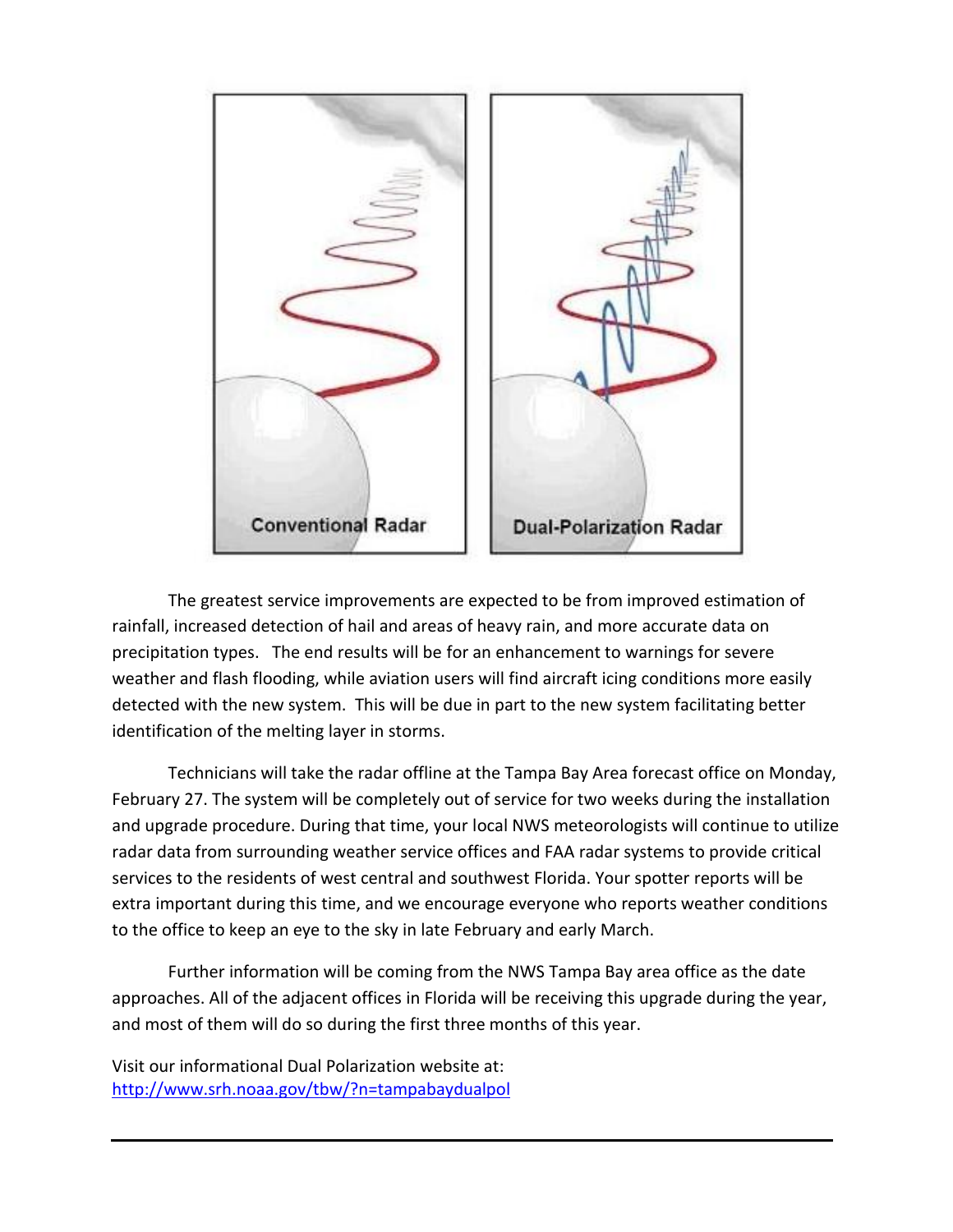The greatest service improvements are expected to be from improved estimation of rainfall, increased detection of hail and areas of heavy rain, and more accurate data on precipitation types. The end results will be for an enhancement to warnings for severe weather and flash flooding, while aviation users will find aircraft icing conditions more easily detected with the new system. This will be due in part to the new system facilitating better identification of the melting layer in storms.

Technicians will take the radar offline at the Tampa Bay Area forecast office on Monday, February 27. The system will be completely out of service for two weeks during the installation and upgrade procedure. During that time, your local NWS meteorologists will continue to utilize radar data from surrounding weather service offices and FAA radar systems to provide critical services to the residents of west central and southwest Florida. Your spotter reports will be extra important during this time, and we encourage everyone who reports weather conditions to the office to keep an eye to the sky in late February and early March.

Further information will be coming from the NWS Tampa Bay area office as the date approaches. All of the adjacent offices in Florida will be receiving this upgrade during the year, and most of them will do so during the first three months of this year.

Visit our informational Dual Polarization website at:
http://www.srh.noaa.gov/tbw/?n=tampabaydualpol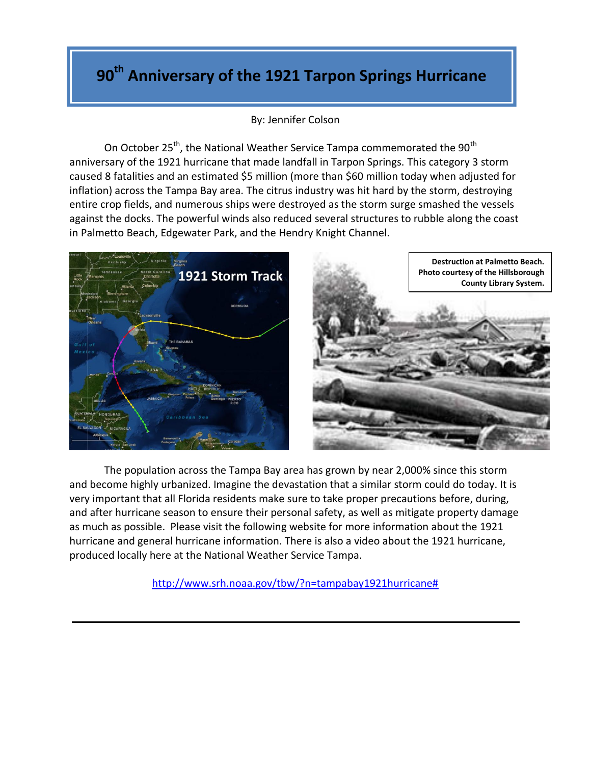# 90th Anniversary of the 1921 Tarpon Springs Hurricane

By: Jennifer Colson

On October 25th, the National Weather Service Tampa commemorated the 90th anniversary of the 1921 hurricane that made landfall in Tarpon Springs. This category 3 storm caused 8 fatalities and an estimated $5 million (more than $60 million today when adjusted for inflation) across the Tampa Bay area. The citrus industry was hit hard by the storm, destroying entire crop fields, and numerous ships were destroyed as the storm surge smashed the vessels against the docks. The powerful winds also reduced several structures to rubble along the coast in Palmetto Beach, Edgewater Park, and the Hendry Knight Channel.

1921 Storm Track

**Destruction at Palmetto Beach. Photo courtesy of the Hillsborough County Library System.**

The population across the Tampa Bay area has grown by near 2,000% since this storm and become highly urbanized. Imagine the devastation that a similar storm could do today. It is very important that all Florida residents make sure to take proper precautions before, during, and after hurricane season to ensure their personal safety, as well as mitigate property damage as much as possible. Please visit the following website for more information about the 1921 hurricane and general hurricane information. There is also a video about the 1921 hurricane, produced locally here at the National Weather Service Tampa.

http://www.srh.noaa.gov/tbw/?n=tampabay1921hurricane#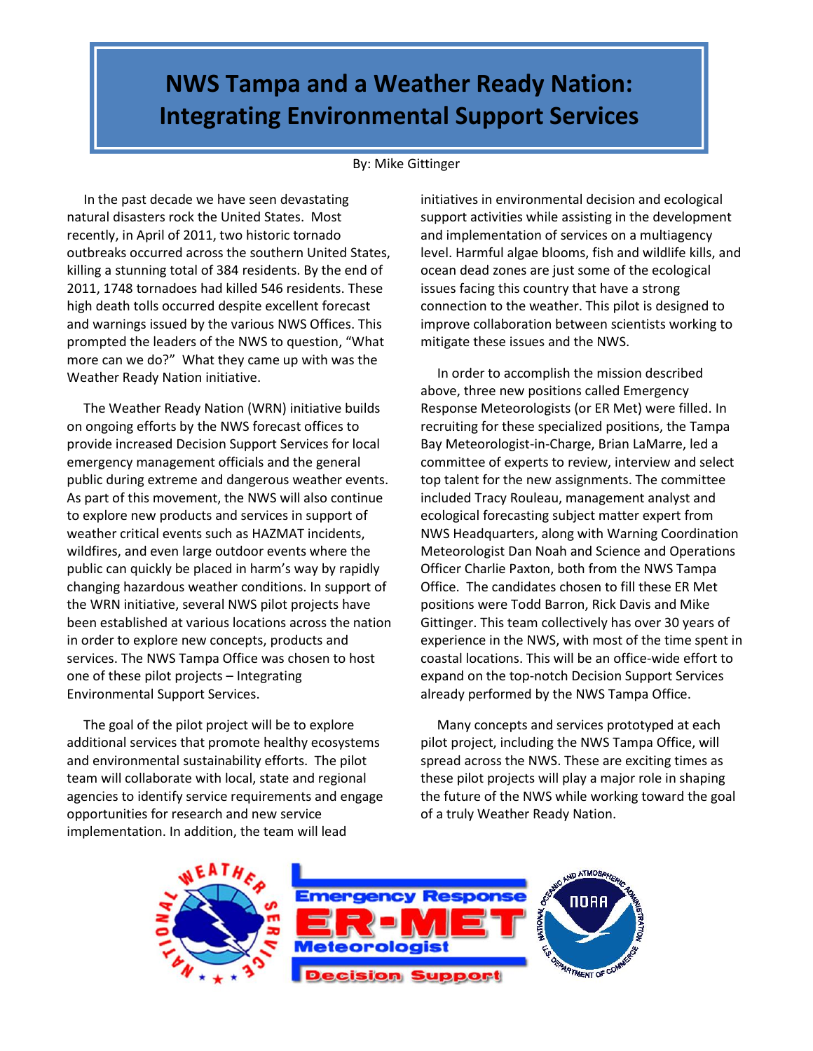# NWS Tampa and a Weather Ready Nation: Integrating Environmental Support Services

By: Mike Gittinger

In the past decade we have seen devastating natural disasters rock the United States. Most recently, in April of 2011, two historic tornado outbreaks occurred across the southern United States, killing a stunning total of 384 residents. By the end of 2011, 1748 tornadoes had killed 546 residents. These high death tolls occurred despite excellent forecast and warnings issued by the various NWS Offices. This prompted the leaders of the NWS to question, "What more can we do?" What they came up with was the Weather Ready Nation initiative.

The Weather Ready Nation (WRN) initiative builds on ongoing efforts by the NWS forecast offices to provide increased Decision Support Services for local emergency management officials and the general public during extreme and dangerous weather events. As part of this movement, the NWS will also continue to explore new products and services in support of weather critical events such as HAZMAT incidents, wildfires, and even large outdoor events where the public can quickly be placed in harm's way by rapidly changing hazardous weather conditions. In support of the WRN initiative, several NWS pilot projects have been established at various locations across the nation in order to explore new concepts, products and services. The NWS Tampa Office was chosen to host one of these pilot projects – Integrating Environmental Support Services.

The goal of the pilot project will be to explore additional services that promote healthy ecosystems and environmental sustainability efforts. The pilot team will collaborate with local, state and regional agencies to identify service requirements and engage opportunities for research and new service implementation. In addition, the team will lead initiatives in environmental decision and ecological support activities while assisting in the development and implementation of services on a multiagency level. Harmful algae blooms, fish and wildlife kills, and ocean dead zones are just some of the ecological issues facing this country that have a strong connection to the weather. This pilot is designed to improve collaboration between scientists working to mitigate these issues and the NWS.

In order to accomplish the mission described above, three new positions called Emergency Response Meteorologists (or ER Met) were filled. In recruiting for these specialized positions, the Tampa Bay Meteorologist-in-Charge, Brian LaMarre, led a committee of experts to review, interview and select top talent for the new assignments. The committee included Tracy Rouleau, management analyst and ecological forecasting subject matter expert from NWS Headquarters, along with Warning Coordination Meteorologist Dan Noah and Science and Operations Officer Charlie Paxton, both from the NWS Tampa Office. The candidates chosen to fill these ER Met positions were Todd Barron, Rick Davis and Mike Gittinger. This team collectively has over 30 years of experience in the NWS, with most of the time spent in coastal locations. This will be an office-wide effort to expand on the top-notch Decision Support Services already performed by the NWS Tampa Office.

Many concepts and services prototyped at each pilot project, including the NWS Tampa Office, will spread across the NWS. These are exciting times as these pilot projects will play a major role in shaping the future of the NWS while working toward the goal of a truly Weather Ready Nation.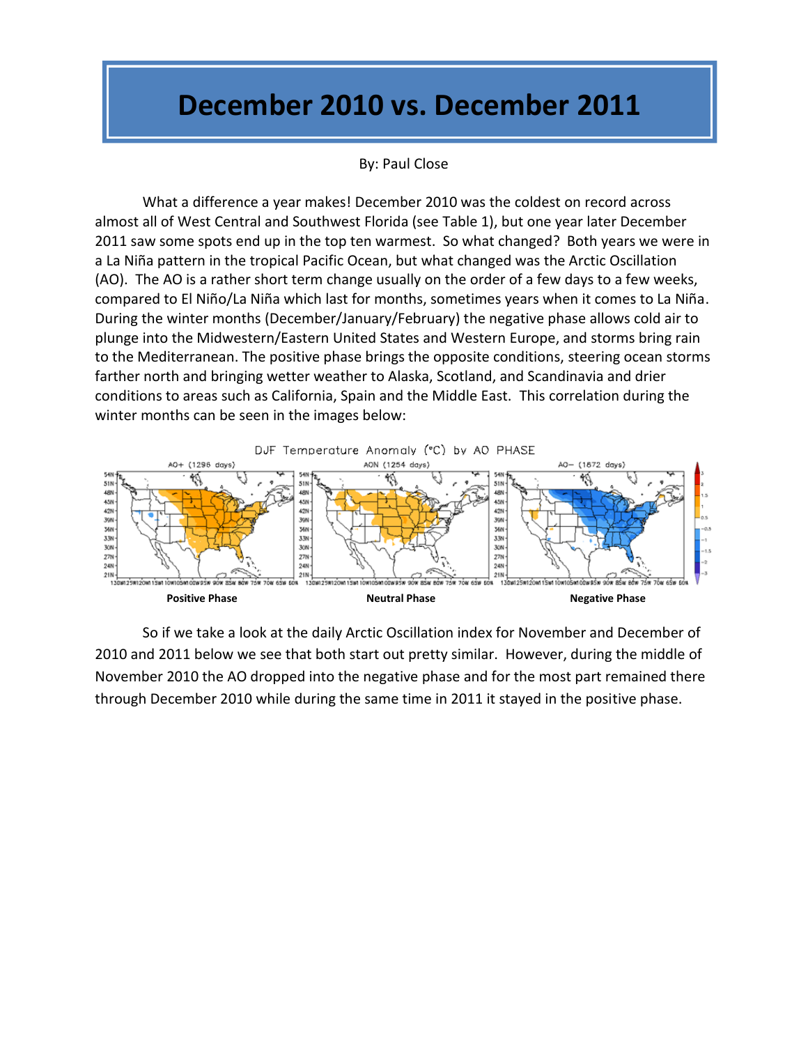# December 2010 vs. December 2011

By: Paul Close

What a difference a year makes! December 2010 was the coldest on record across almost all of West Central and Southwest Florida (see Table 1), but one year later December 2011 saw some spots end up in the top ten warmest. So what changed? Both years we were in a La Niña pattern in the tropical Pacific Ocean, but what changed was the Arctic Oscillation (AO). The AO is a rather short term change usually on the order of a few days to a few weeks, compared to El Niño/La Niña which last for months, sometimes years when it comes to La Niña. During the winter months (December/January/February) the negative phase allows cold air to plunge into the Midwestern/Eastern United States and Western Europe, and storms bring rain to the Mediterranean. The positive phase brings the opposite conditions, steering ocean storms farther north and bringing wetter weather to Alaska, Scotland, and Scandinavia and drier conditions to areas such as California, Spain and the Middle East. This correlation during the winter months can be seen in the images below:

DJF Temperature Anomaly (°C) by AO PHASE

AO+ (1298 days) | AON (1254 days) | AO− (1672 days)

**Positive Phase** | **Neutral Phase** | **Negative Phase**

So if we take a look at the daily Arctic Oscillation index for November and December of 2010 and 2011 below we see that both start out pretty similar. However, during the middle of November 2010 the AO dropped into the negative phase and for the most part remained there through December 2010 while during the same time in 2011 it stayed in the positive phase.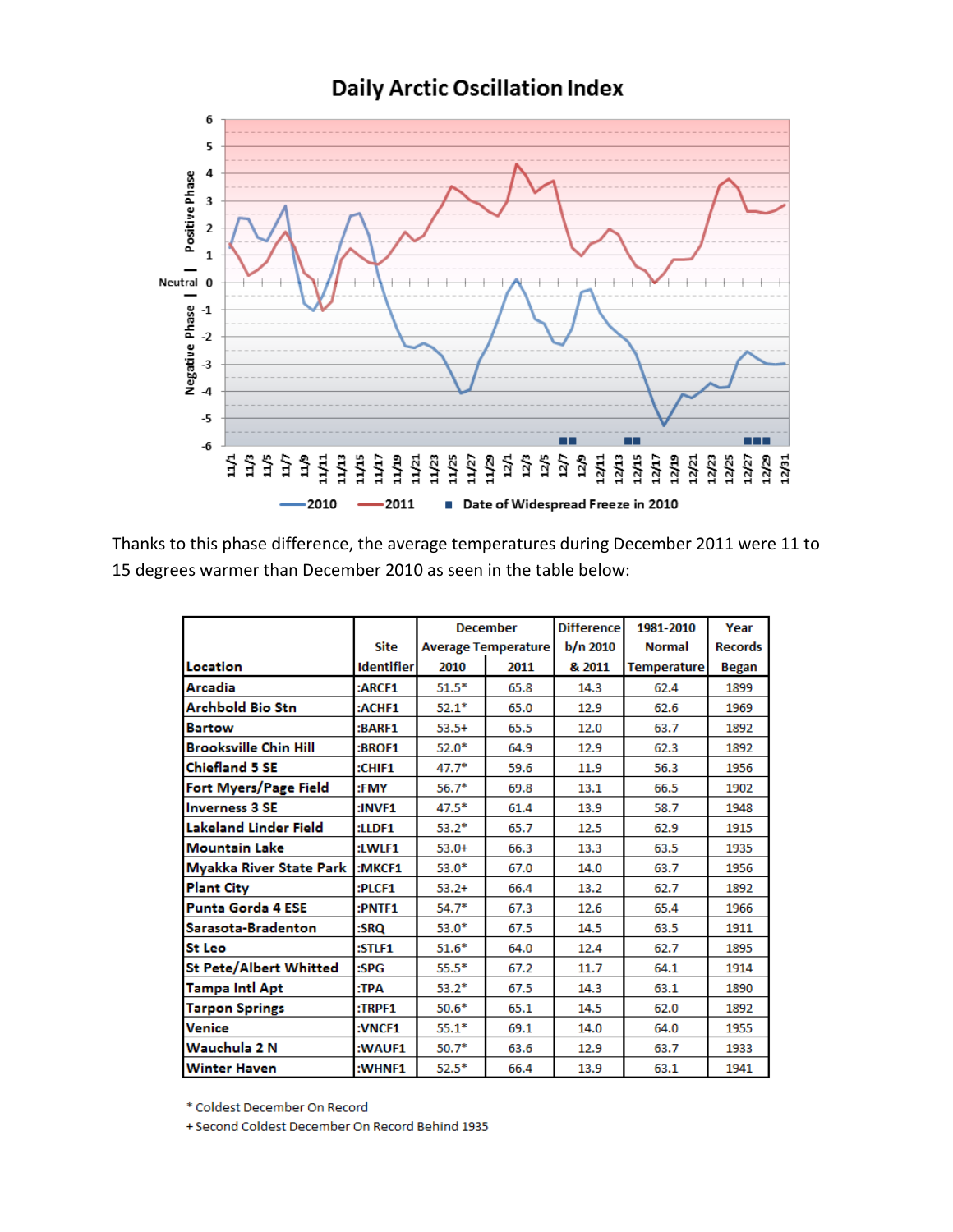## Daily Arctic Oscillation Index

Thanks to this phase difference, the average temperatures during December 2011 were 11 to 15 degrees warmer than December 2010 as seen in the table below:

| Location | Site Identifier | December Average Temperature | | Difference b/n 2010 & 2011 | 1981-2010 Normal Temperature | Year Records Began |
|---|---|---|---|---|---|---|
| | | 2010 | 2011 | | | |
| Arcadia | :ARCF1 | 51.5* | 65.8 | 14.3 | 62.4 | 1899 |
| Archbold Bio Stn | :ACHF1 | 52.1* | 65.0 | 12.9 | 62.6 | 1969 |
| Bartow | :BARF1 | 53.5+ | 65.5 | 12.0 | 63.7 | 1892 |
| Brooksville Chin Hill | :BROF1 | 52.0* | 64.9 | 12.9 | 62.3 | 1892 |
| Chiefland 5 SE | :CHIF1 | 47.7* | 59.6 | 11.9 | 56.3 | 1956 |
| Fort Myers/Page Field | :FMY | 56.7* | 69.8 | 13.1 | 66.5 | 1902 |
| Inverness 3 SE | :INVF1 | 47.5* | 61.4 | 13.9 | 58.7 | 1948 |
| Lakeland Linder Field | :LLDF1 | 53.2* | 65.7 | 12.5 | 62.9 | 1915 |
| Mountain Lake | :LWLF1 | 53.0+ | 66.3 | 13.3 | 63.5 | 1935 |
| Myakka River State Park | :MKCF1 | 53.0* | 67.0 | 14.0 | 63.7 | 1956 |
| Plant City | :PLCF1 | 53.2+ | 66.4 | 13.2 | 62.7 | 1892 |
| Punta Gorda 4 ESE | :PNTF1 | 54.7* | 67.3 | 12.6 | 65.4 | 1966 |
| Sarasota-Bradenton | :SRQ | 53.0* | 67.5 | 14.5 | 63.5 | 1911 |
| St Leo | :STLF1 | 51.6* | 64.0 | 12.4 | 62.7 | 1895 |
| St Pete/Albert Whitted | :SPG | 55.5* | 67.2 | 11.7 | 64.1 | 1914 |
| Tampa Intl Apt | :TPA | 53.2* | 67.5 | 14.3 | 63.1 | 1890 |
| Tarpon Springs | :TRPF1 | 50.6* | 65.1 | 14.5 | 62.0 | 1892 |
| Venice | :VNCF1 | 55.1* | 69.1 | 14.0 | 64.0 | 1955 |
| Wauchula 2 N | :WAUF1 | 50.7* | 63.6 | 12.9 | 63.7 | 1933 |
| Winter Haven | :WHNF1 | 52.5* | 66.4 | 13.9 | 63.1 | 1941 |

\* Coldest December On Record

\+ Second Coldest December On Record Behind 1935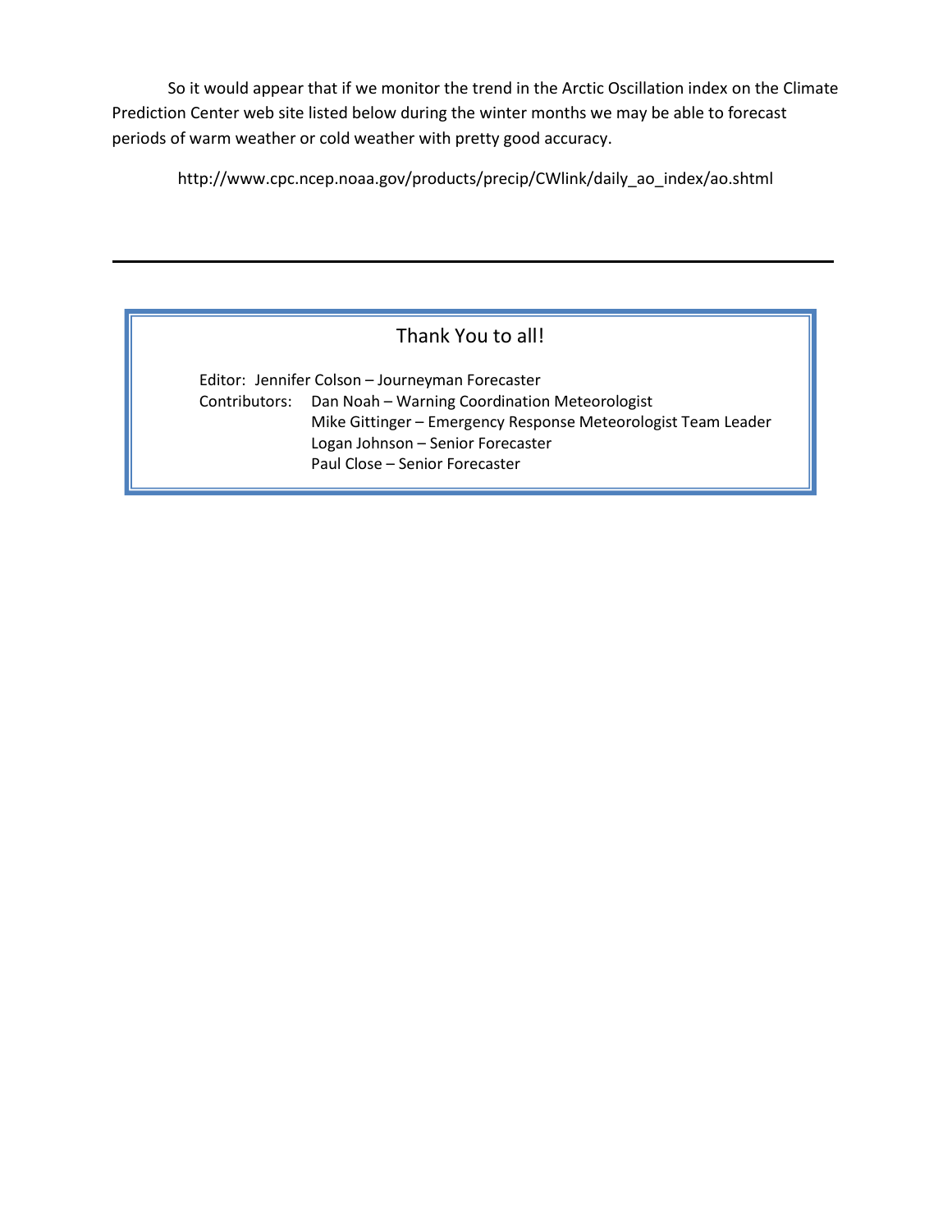So it would appear that if we monitor the trend in the Arctic Oscillation index on the Climate Prediction Center web site listed below during the winter months we may be able to forecast periods of warm weather or cold weather with pretty good accuracy.

http://www.cpc.ncep.noaa.gov/products/precip/CWlink/daily_ao_index/ao.shtml

---

## Thank You to all!

Editor: Jennifer Colson – Journeyman Forecaster

Contributors: Dan Noah – Warning Coordination Meteorologist
Mike Gittinger – Emergency Response Meteorologist Team Leader
Logan Johnson – Senior Forecaster
Paul Close – Senior Forecaster